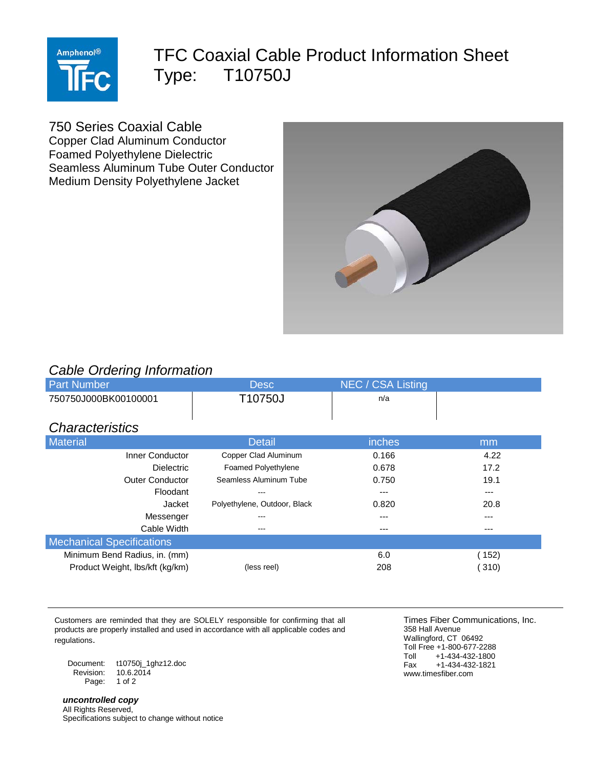# TFC Coaxial Cable Product Information Sheet
# Type: T10750J

Amphenol® TFC

750 Series Coaxial Cable
Copper Clad Aluminum Conductor
Foamed Polyethylene Dielectric
Seamless Aluminum Tube Outer Conductor
Medium Density Polyethylene Jacket

## *Cable Ordering Information*

| Part Number | Desc | NEC / CSA Listing | |
|---|---|---|---|
| 750750J000BK00100001 | T10750J | n/a | |

## *Characteristics*

| Material | Detail | inches | mm |
|---|---|---|---|
| Inner Conductor | Copper Clad Aluminum | 0.166 | 4.22 |
| Dielectric | Foamed Polyethylene | 0.678 | 17.2 |
| Outer Conductor | Seamless Aluminum Tube | 0.750 | 19.1 |
| Floodant | --- | --- | --- |
| Jacket | Polyethylene, Outdoor, Black | 0.820 | 20.8 |
| Messenger | --- | --- | --- |
| Cable Width | --- | --- | --- |
| **Mechanical Specifications** | | | |
| Minimum Bend Radius, in. (mm) | | 6.0 | ( 152) |
| Product Weight, lbs/kft (kg/km) | (less reel) | 208 | ( 310) |

Customers are reminded that they are SOLELY responsible for confirming that all products are properly installed and used in accordance with all applicable codes and regulations.

Document: t10750j_1ghz12.doc
Revision: 10.6.2014

***uncontrolled copy***
All Rights Reserved,
Specifications subject to change without notice

Times Fiber Communications, Inc.
358 Hall Avenue
Wallingford, CT 06492
Toll Free +1-800-677-2288
Toll +1-434-432-1800
Fax +1-434-432-1821
www.timesfiber.com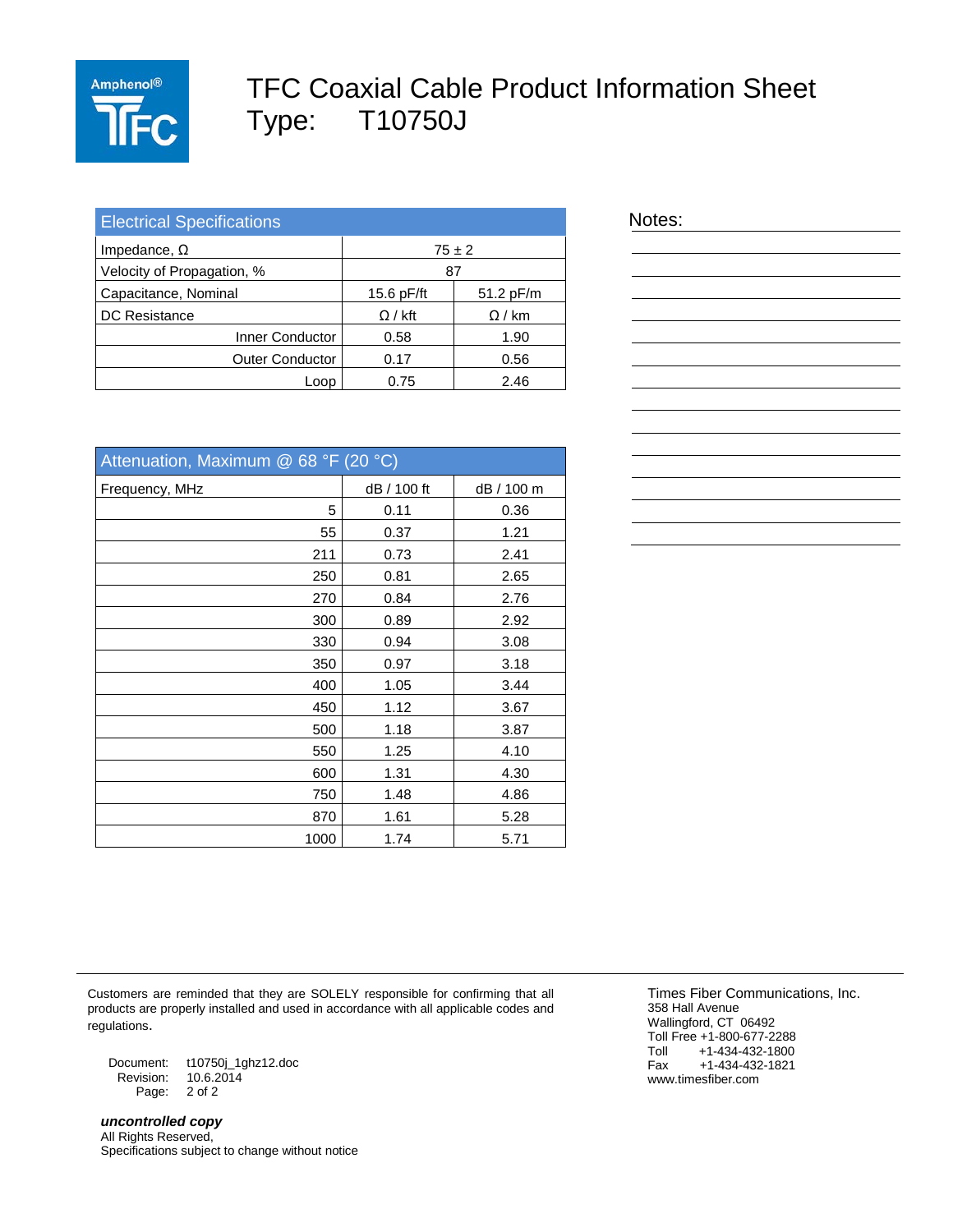# TFC Coaxial Cable Product Information Sheet

## Type: T10750J

| Electrical Specifications | | |
|---|---|---|
| Impedance, Ω | 75 ± 2 | |
| Velocity of Propagation, % | 87 | |
| Capacitance, Nominal | 15.6 pF/ft | 51.2 pF/m |
| DC Resistance | Ω / kft | Ω / km |
| Inner Conductor | 0.58 | 1.90 |
| Outer Conductor | 0.17 | 0.56 |
| Loop | 0.75 | 2.46 |

| Attenuation, Maximum @ 68 °F (20 °C) | | |
|---|---|---|
| Frequency, MHz | dB / 100 ft | dB / 100 m |
| 5 | 0.11 | 0.36 |
| 55 | 0.37 | 1.21 |
| 211 | 0.73 | 2.41 |
| 250 | 0.81 | 2.65 |
| 270 | 0.84 | 2.76 |
| 300 | 0.89 | 2.92 |
| 330 | 0.94 | 3.08 |
| 350 | 0.97 | 3.18 |
| 400 | 1.05 | 3.44 |
| 450 | 1.12 | 3.67 |
| 500 | 1.18 | 3.87 |
| 550 | 1.25 | 4.10 |
| 600 | 1.31 | 4.30 |
| 750 | 1.48 | 4.86 |
| 870 | 1.61 | 5.28 |
| 1000 | 1.74 | 5.71 |

Notes:

Customers are reminded that they are SOLELY responsible for confirming that all products are properly installed and used in accordance with all applicable codes and regulations.

Document: t10750j_1ghz12.doc
Revision: 10.6.2014

***uncontrolled copy***
All Rights Reserved,
Specifications subject to change without notice

Times Fiber Communications, Inc.
358 Hall Avenue
Wallingford, CT 06492
Toll Free +1-800-677-2288
Toll +1-434-432-1800
Fax +1-434-432-1821
www.timesfiber.com